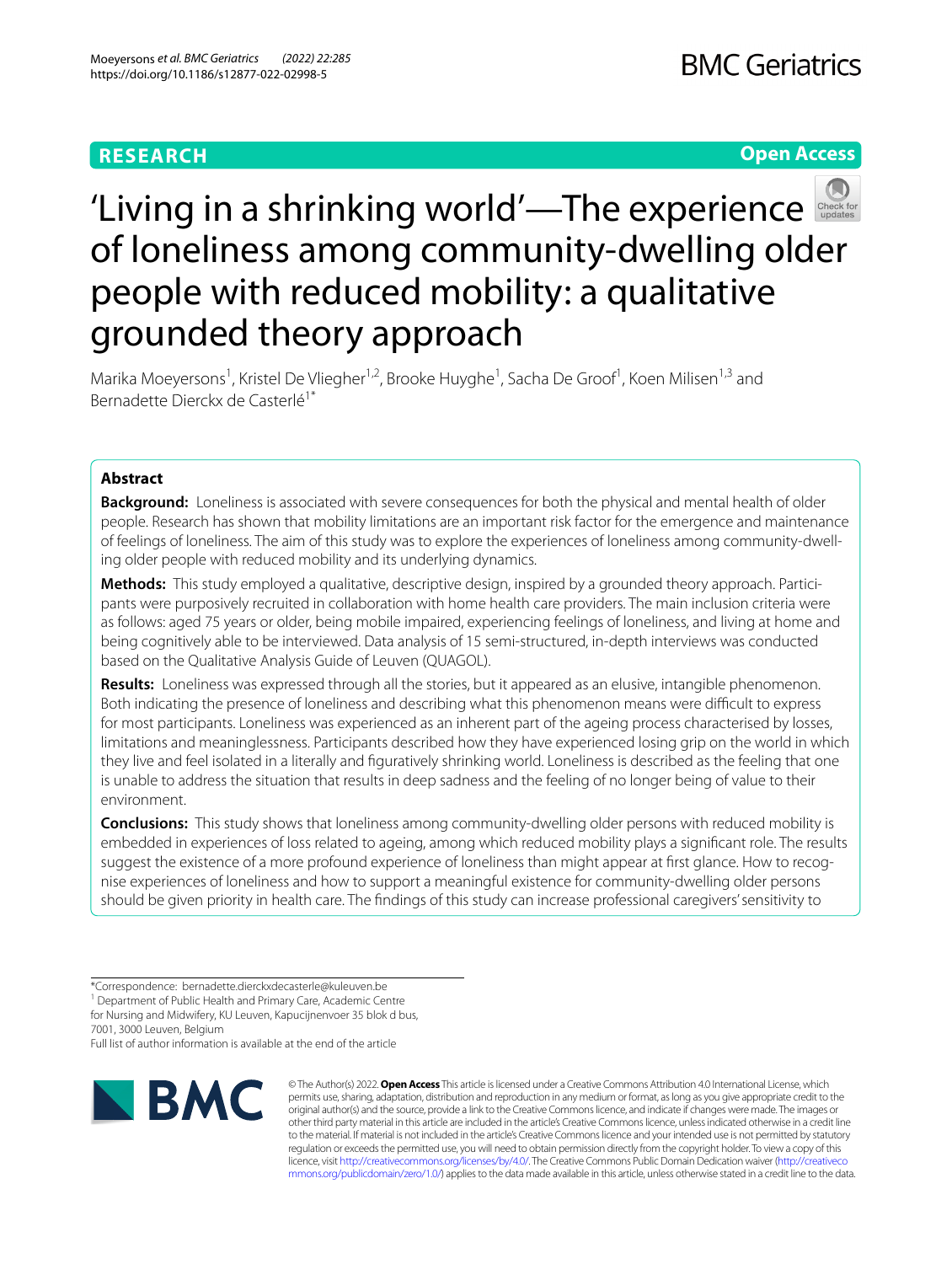**RESEARCH** **Open Access**

# 'Living in a shrinking world'—The experience of loneliness among community-dwelling older people with reduced mobility: a qualitative grounded theory approach

Marika Moeyersons[1], Kristel De Vliegher[1,2], Brooke Huyghe[1], Sacha De Groof[1], Koen Milisen[1,3] and Bernadette Dierckx de Casterlé[1*]

## Abstract

**Background:** Loneliness is associated with severe consequences for both the physical and mental health of older people. Research has shown that mobility limitations are an important risk factor for the emergence and maintenance of feelings of loneliness. The aim of this study was to explore the experiences of loneliness among community-dwelling older people with reduced mobility and its underlying dynamics.

**Methods:** This study employed a qualitative, descriptive design, inspired by a grounded theory approach. Participants were purposively recruited in collaboration with home health care providers. The main inclusion criteria were as follows: aged 75 years or older, being mobile impaired, experiencing feelings of loneliness, and living at home and being cognitively able to be interviewed. Data analysis of 15 semi-structured, in-depth interviews was conducted based on the Qualitative Analysis Guide of Leuven (QUAGOL).

**Results:** Loneliness was expressed through all the stories, but it appeared as an elusive, intangible phenomenon. Both indicating the presence of loneliness and describing what this phenomenon means were difficult to express for most participants. Loneliness was experienced as an inherent part of the ageing process characterised by losses, limitations and meaninglessness. Participants described how they have experienced losing grip on the world in which they live and feel isolated in a literally and figuratively shrinking world. Loneliness is described as the feeling that one is unable to address the situation that results in deep sadness and the feeling of no longer being of value to their environment.

**Conclusions:** This study shows that loneliness among community-dwelling older persons with reduced mobility is embedded in experiences of loss related to ageing, among which reduced mobility plays a significant role. The results suggest the existence of a more profound experience of loneliness than might appear at first glance. How to recognise experiences of loneliness and how to support a meaningful existence for community-dwelling older persons should be given priority in health care. The findings of this study can increase professional caregivers' sensitivity to

*Correspondence: bernadette.dierckxdecasterle@kuleuven.be
[1] Department of Public Health and Primary Care, Academic Centre for Nursing and Midwifery, KU Leuven, Kapucijnenvoer 35 blok d bus, 7001, 3000 Leuven, Belgium
Full list of author information is available at the end of the article

© The Author(s) 2022. **Open Access** This article is licensed under a Creative Commons Attribution 4.0 International License, which permits use, sharing, adaptation, distribution and reproduction in any medium or format, as long as you give appropriate credit to the original author(s) and the source, provide a link to the Creative Commons licence, and indicate if changes were made. The images or other third party material in this article are included in the article's Creative Commons licence, unless indicated otherwise in a credit line to the material. If material is not included in the article's Creative Commons licence and your intended use is not permitted by statutory regulation or exceeds the permitted use, you will need to obtain permission directly from the copyright holder. To view a copy of this licence, visit http://creativecommons.org/licenses/by/4.0/. The Creative Commons Public Domain Dedication waiver (http://creativecommons.org/publicdomain/zero/1.0/) applies to the data made available in this article, unless otherwise stated in a credit line to the data.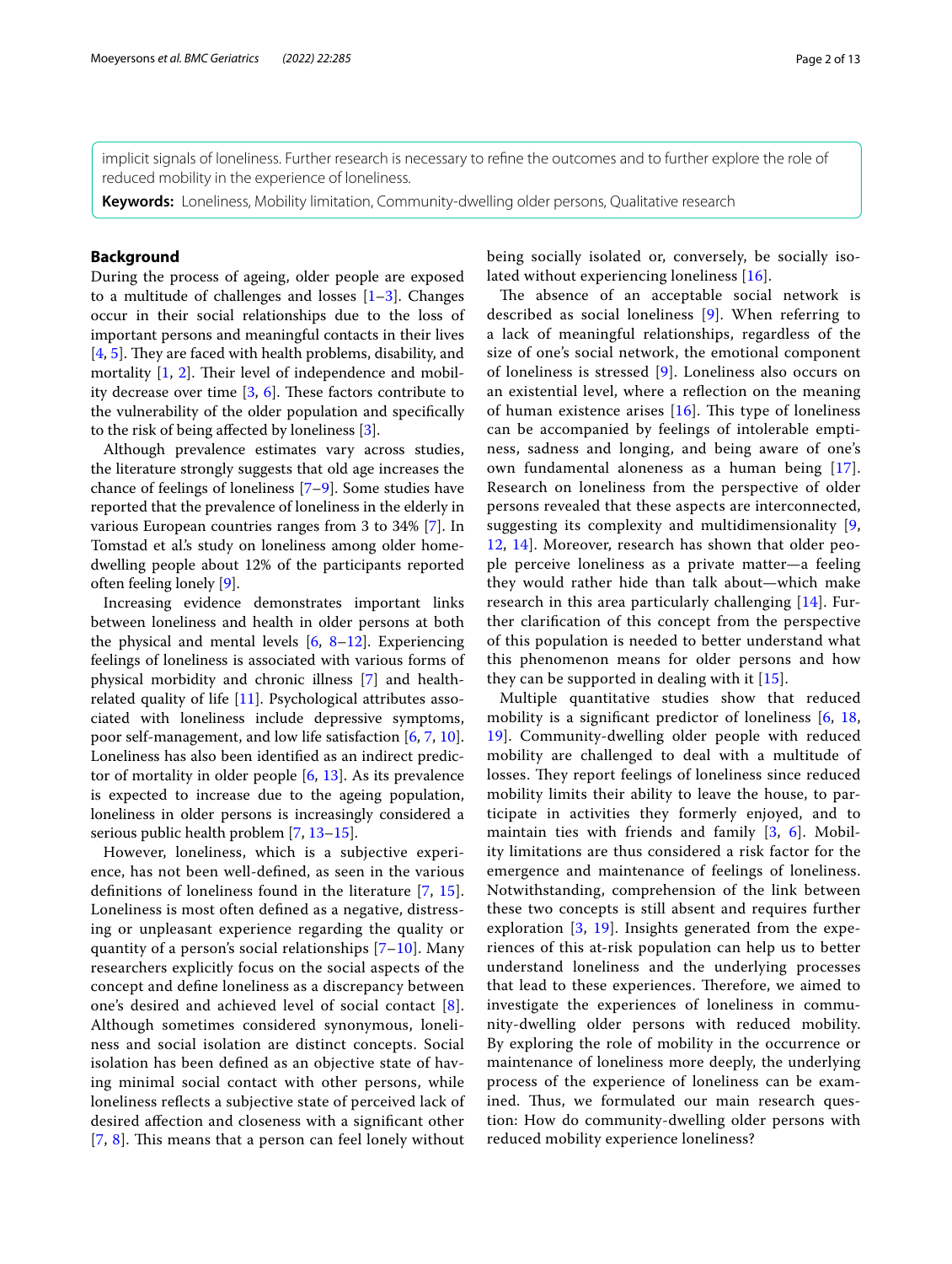implicit signals of loneliness. Further research is necessary to refine the outcomes and to further explore the role of reduced mobility in the experience of loneliness.

**Keywords:** Loneliness, Mobility limitation, Community-dwelling older persons, Qualitative research

## Background

During the process of ageing, older people are exposed to a multitude of challenges and losses [1–3]. Changes occur in their social relationships due to the loss of important persons and meaningful contacts in their lives [4, 5]. They are faced with health problems, disability, and mortality [1, 2]. Their level of independence and mobility decrease over time [3, 6]. These factors contribute to the vulnerability of the older population and specifically to the risk of being affected by loneliness [3].

Although prevalence estimates vary across studies, the literature strongly suggests that old age increases the chance of feelings of loneliness [7–9]. Some studies have reported that the prevalence of loneliness in the elderly in various European countries ranges from 3 to 34% [7]. In Tomstad et al.'s study on loneliness among older home-dwelling people about 12% of the participants reported often feeling lonely [9].

Increasing evidence demonstrates important links between loneliness and health in older persons at both the physical and mental levels [6, 8–12]. Experiencing feelings of loneliness is associated with various forms of physical morbidity and chronic illness [7] and health-related quality of life [11]. Psychological attributes associated with loneliness include depressive symptoms, poor self-management, and low life satisfaction [6, 7, 10]. Loneliness has also been identified as an indirect predictor of mortality in older people [6, 13]. As its prevalence is expected to increase due to the ageing population, loneliness in older persons is increasingly considered a serious public health problem [7, 13–15].

However, loneliness, which is a subjective experience, has not been well-defined, as seen in the various definitions of loneliness found in the literature [7, 15]. Loneliness is most often defined as a negative, distressing or unpleasant experience regarding the quality or quantity of a person's social relationships [7–10]. Many researchers explicitly focus on the social aspects of the concept and define loneliness as a discrepancy between one's desired and achieved level of social contact [8]. Although sometimes considered synonymous, loneliness and social isolation are distinct concepts. Social isolation has been defined as an objective state of having minimal social contact with other persons, while loneliness reflects a subjective state of perceived lack of desired affection and closeness with a significant other [7, 8]. This means that a person can feel lonely without being socially isolated or, conversely, be socially isolated without experiencing loneliness [16].

The absence of an acceptable social network is described as social loneliness [9]. When referring to a lack of meaningful relationships, regardless of the size of one's social network, the emotional component of loneliness is stressed [9]. Loneliness also occurs on an existential level, where a reflection on the meaning of human existence arises [16]. This type of loneliness can be accompanied by feelings of intolerable emptiness, sadness and longing, and being aware of one's own fundamental aloneness as a human being [17]. Research on loneliness from the perspective of older persons revealed that these aspects are interconnected, suggesting its complexity and multidimensionality [9, 12, 14]. Moreover, research has shown that older people perceive loneliness as a private matter—a feeling they would rather hide than talk about—which make research in this area particularly challenging [14]. Further clarification of this concept from the perspective of this population is needed to better understand what this phenomenon means for older persons and how they can be supported in dealing with it [15].

Multiple quantitative studies show that reduced mobility is a significant predictor of loneliness [6, 18, 19]. Community-dwelling older people with reduced mobility are challenged to deal with a multitude of losses. They report feelings of loneliness since reduced mobility limits their ability to leave the house, to participate in activities they formerly enjoyed, and to maintain ties with friends and family [3, 6]. Mobility limitations are thus considered a risk factor for the emergence and maintenance of feelings of loneliness. Notwithstanding, comprehension of the link between these two concepts is still absent and requires further exploration [3, 19]. Insights generated from the experiences of this at-risk population can help us to better understand loneliness and the underlying processes that lead to these experiences. Therefore, we aimed to investigate the experiences of loneliness in community-dwelling older persons with reduced mobility. By exploring the role of mobility in the occurrence or maintenance of loneliness more deeply, the underlying process of the experience of loneliness can be examined. Thus, we formulated our main research question: How do community-dwelling older persons with reduced mobility experience loneliness?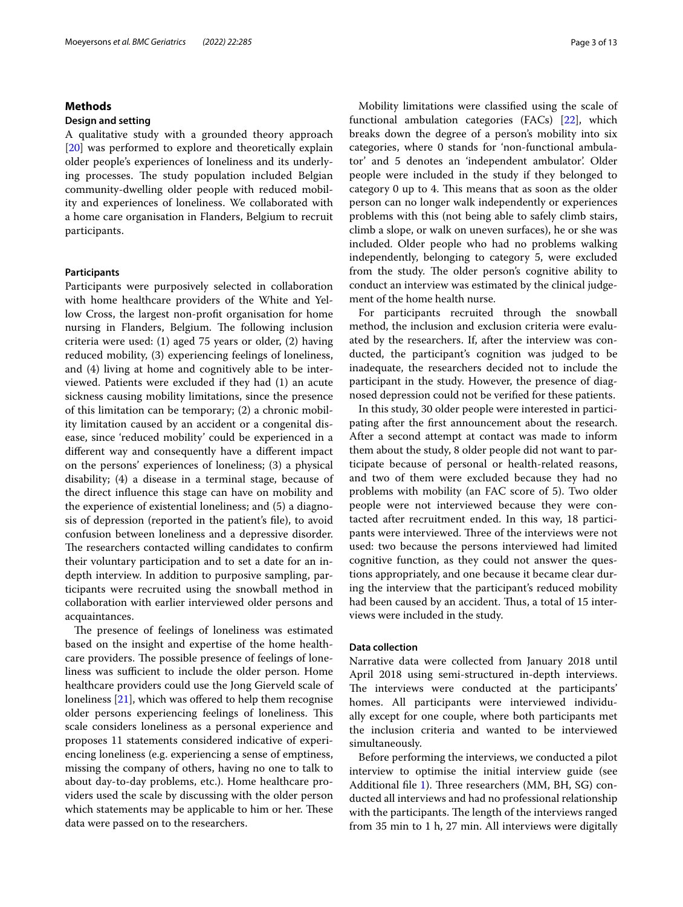## Methods

### Design and setting

A qualitative study with a grounded theory approach [20] was performed to explore and theoretically explain older people's experiences of loneliness and its underlying processes. The study population included Belgian community-dwelling older people with reduced mobility and experiences of loneliness. We collaborated with a home care organisation in Flanders, Belgium to recruit participants.

### Participants

Participants were purposively selected in collaboration with home healthcare providers of the White and Yellow Cross, the largest non-profit organisation for home nursing in Flanders, Belgium. The following inclusion criteria were used: (1) aged 75 years or older, (2) having reduced mobility, (3) experiencing feelings of loneliness, and (4) living at home and cognitively able to be interviewed. Patients were excluded if they had (1) an acute sickness causing mobility limitations, since the presence of this limitation can be temporary; (2) a chronic mobility limitation caused by an accident or a congenital disease, since 'reduced mobility' could be experienced in a different way and consequently have a different impact on the persons' experiences of loneliness; (3) a physical disability; (4) a disease in a terminal stage, because of the direct influence this stage can have on mobility and the experience of existential loneliness; and (5) a diagnosis of depression (reported in the patient's file), to avoid confusion between loneliness and a depressive disorder. The researchers contacted willing candidates to confirm their voluntary participation and to set a date for an in-depth interview. In addition to purposive sampling, participants were recruited using the snowball method in collaboration with earlier interviewed older persons and acquaintances.

The presence of feelings of loneliness was estimated based on the insight and expertise of the home healthcare providers. The possible presence of feelings of loneliness was sufficient to include the older person. Home healthcare providers could use the Jong Gierveld scale of loneliness [21], which was offered to help them recognise older persons experiencing feelings of loneliness. This scale considers loneliness as a personal experience and proposes 11 statements considered indicative of experiencing loneliness (e.g. experiencing a sense of emptiness, missing the company of others, having no one to talk to about day-to-day problems, etc.). Home healthcare providers used the scale by discussing with the older person which statements may be applicable to him or her. These data were passed on to the researchers.

Mobility limitations were classified using the scale of functional ambulation categories (FACs) [22], which breaks down the degree of a person's mobility into six categories, where 0 stands for 'non-functional ambulator' and 5 denotes an 'independent ambulator'. Older people were included in the study if they belonged to category 0 up to 4. This means that as soon as the older person can no longer walk independently or experiences problems with this (not being able to safely climb stairs, climb a slope, or walk on uneven surfaces), he or she was included. Older people who had no problems walking independently, belonging to category 5, were excluded from the study. The older person's cognitive ability to conduct an interview was estimated by the clinical judgement of the home health nurse.

For participants recruited through the snowball method, the inclusion and exclusion criteria were evaluated by the researchers. If, after the interview was conducted, the participant's cognition was judged to be inadequate, the researchers decided not to include the participant in the study. However, the presence of diagnosed depression could not be verified for these patients.

In this study, 30 older people were interested in participating after the first announcement about the research. After a second attempt at contact was made to inform them about the study, 8 older people did not want to participate because of personal or health-related reasons, and two of them were excluded because they had no problems with mobility (an FAC score of 5). Two older people were not interviewed because they were contacted after recruitment ended. In this way, 18 participants were interviewed. Three of the interviews were not used: two because the persons interviewed had limited cognitive function, as they could not answer the questions appropriately, and one because it became clear during the interview that the participant's reduced mobility had been caused by an accident. Thus, a total of 15 interviews were included in the study.

### Data collection

Narrative data were collected from January 2018 until April 2018 using semi-structured in-depth interviews. The interviews were conducted at the participants' homes. All participants were interviewed individually except for one couple, where both participants met the inclusion criteria and wanted to be interviewed simultaneously.

Before performing the interviews, we conducted a pilot interview to optimise the initial interview guide (see Additional file 1). Three researchers (MM, BH, SG) conducted all interviews and had no professional relationship with the participants. The length of the interviews ranged from 35 min to 1 h, 27 min. All interviews were digitally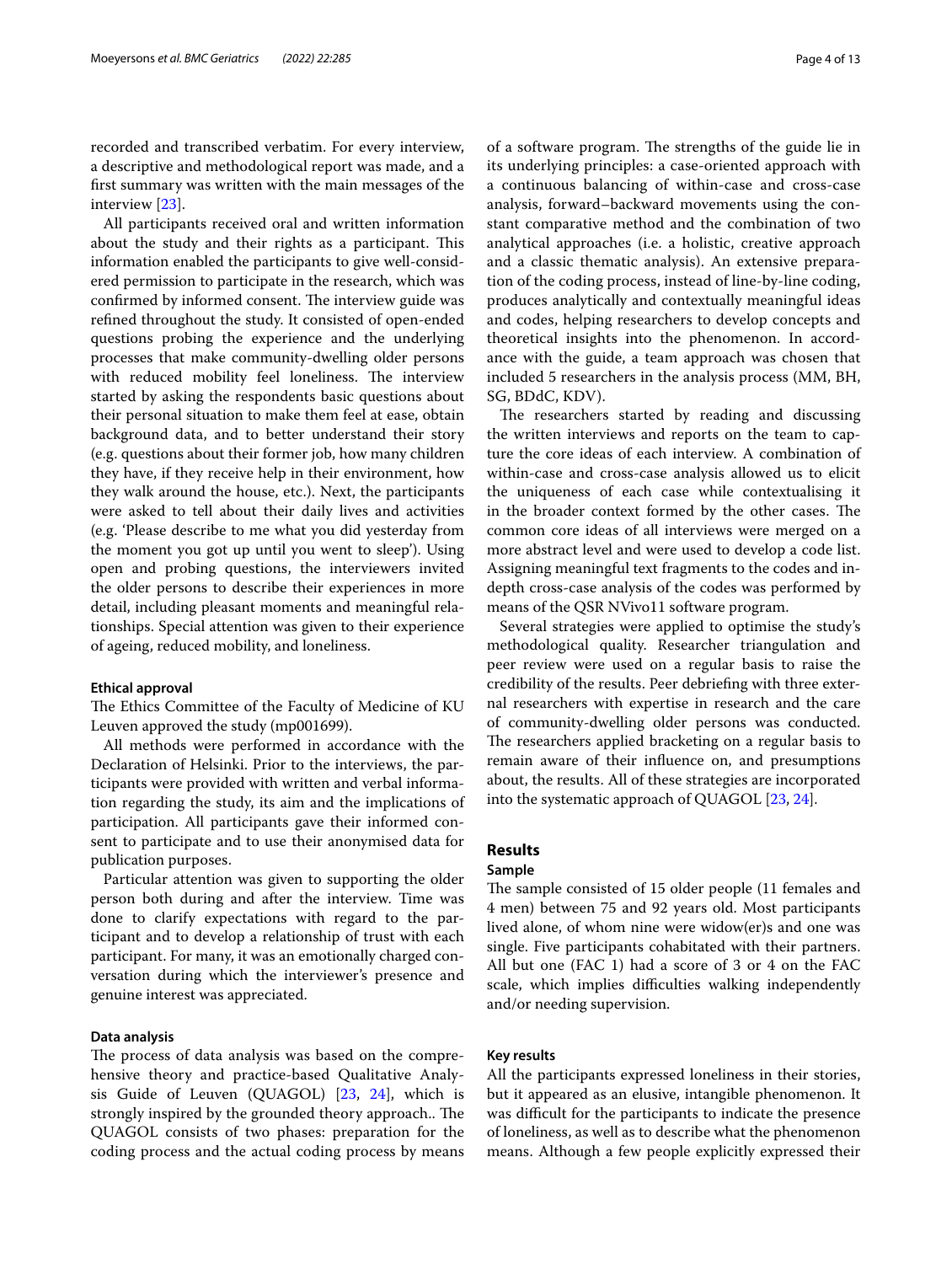recorded and transcribed verbatim. For every interview, a descriptive and methodological report was made, and a first summary was written with the main messages of the interview [23].

All participants received oral and written information about the study and their rights as a participant. This information enabled the participants to give well-considered permission to participate in the research, which was confirmed by informed consent. The interview guide was refined throughout the study. It consisted of open-ended questions probing the experience and the underlying processes that make community-dwelling older persons with reduced mobility feel loneliness. The interview started by asking the respondents basic questions about their personal situation to make them feel at ease, obtain background data, and to better understand their story (e.g. questions about their former job, how many children they have, if they receive help in their environment, how they walk around the house, etc.). Next, the participants were asked to tell about their daily lives and activities (e.g. 'Please describe to me what you did yesterday from the moment you got up until you went to sleep'). Using open and probing questions, the interviewers invited the older persons to describe their experiences in more detail, including pleasant moments and meaningful relationships. Special attention was given to their experience of ageing, reduced mobility, and loneliness.

#### Ethical approval

The Ethics Committee of the Faculty of Medicine of KU Leuven approved the study (mp001699).

All methods were performed in accordance with the Declaration of Helsinki. Prior to the interviews, the participants were provided with written and verbal information regarding the study, its aim and the implications of participation. All participants gave their informed consent to participate and to use their anonymised data for publication purposes.

Particular attention was given to supporting the older person both during and after the interview. Time was done to clarify expectations with regard to the participant and to develop a relationship of trust with each participant. For many, it was an emotionally charged conversation during which the interviewer's presence and genuine interest was appreciated.

#### Data analysis

The process of data analysis was based on the comprehensive theory and practice-based Qualitative Analysis Guide of Leuven (QUAGOL) [23, 24], which is strongly inspired by the grounded theory approach.. The QUAGOL consists of two phases: preparation for the coding process and the actual coding process by means of a software program. The strengths of the guide lie in its underlying principles: a case-oriented approach with a continuous balancing of within-case and cross-case analysis, forward–backward movements using the constant comparative method and the combination of two analytical approaches (i.e. a holistic, creative approach and a classic thematic analysis). An extensive preparation of the coding process, instead of line-by-line coding, produces analytically and contextually meaningful ideas and codes, helping researchers to develop concepts and theoretical insights into the phenomenon. In accordance with the guide, a team approach was chosen that included 5 researchers in the analysis process (MM, BH, SG, BDdC, KDV).

The researchers started by reading and discussing the written interviews and reports on the team to capture the core ideas of each interview. A combination of within-case and cross-case analysis allowed us to elicit the uniqueness of each case while contextualising it in the broader context formed by the other cases. The common core ideas of all interviews were merged on a more abstract level and were used to develop a code list. Assigning meaningful text fragments to the codes and in-depth cross-case analysis of the codes was performed by means of the QSR NVivo11 software program.

Several strategies were applied to optimise the study's methodological quality. Researcher triangulation and peer review were used on a regular basis to raise the credibility of the results. Peer debriefing with three external researchers with expertise in research and the care of community-dwelling older persons was conducted. The researchers applied bracketing on a regular basis to remain aware of their influence on, and presumptions about, the results. All of these strategies are incorporated into the systematic approach of QUAGOL [23, 24].

## Results

#### Sample

The sample consisted of 15 older people (11 females and 4 men) between 75 and 92 years old. Most participants lived alone, of whom nine were widow(er)s and one was single. Five participants cohabitated with their partners. All but one (FAC 1) had a score of 3 or 4 on the FAC scale, which implies difficulties walking independently and/or needing supervision.

#### Key results

All the participants expressed loneliness in their stories, but it appeared as an elusive, intangible phenomenon. It was difficult for the participants to indicate the presence of loneliness, as well as to describe what the phenomenon means. Although a few people explicitly expressed their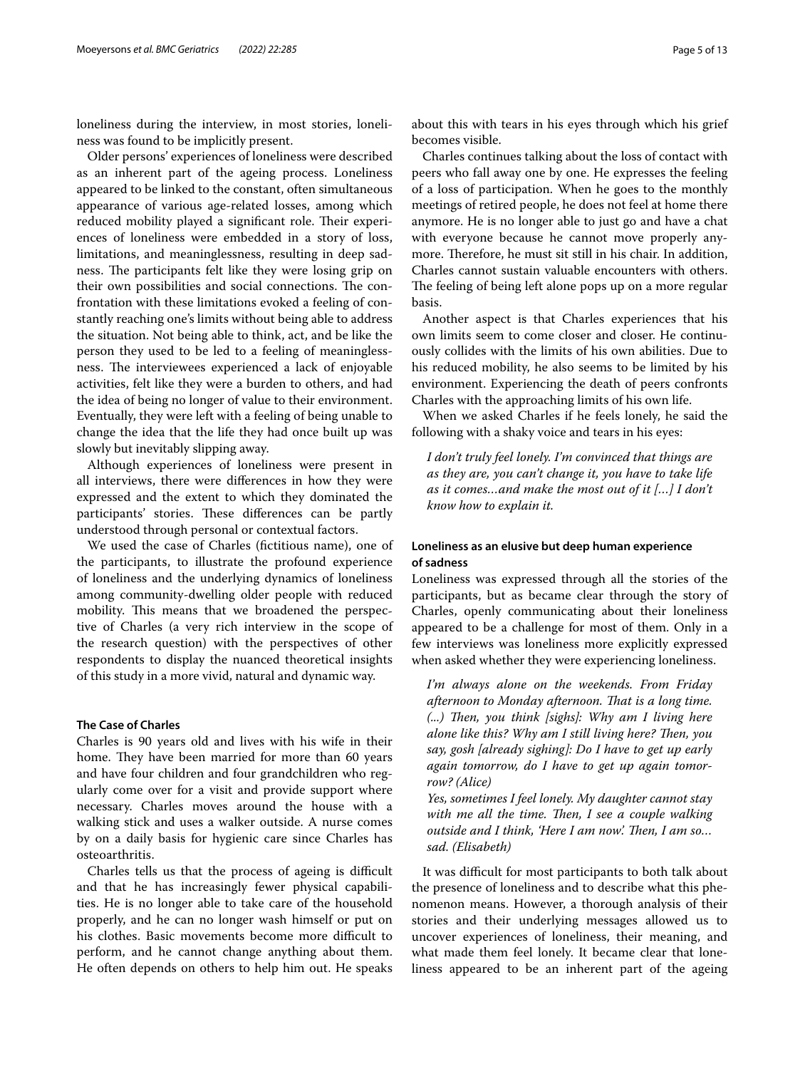loneliness during the interview, in most stories, loneliness was found to be implicitly present.

Older persons' experiences of loneliness were described as an inherent part of the ageing process. Loneliness appeared to be linked to the constant, often simultaneous appearance of various age-related losses, among which reduced mobility played a significant role. Their experiences of loneliness were embedded in a story of loss, limitations, and meaninglessness, resulting in deep sadness. The participants felt like they were losing grip on their own possibilities and social connections. The confrontation with these limitations evoked a feeling of constantly reaching one's limits without being able to address the situation. Not being able to think, act, and be like the person they used to be led to a feeling of meaninglessness. The interviewees experienced a lack of enjoyable activities, felt like they were a burden to others, and had the idea of being no longer of value to their environment. Eventually, they were left with a feeling of being unable to change the idea that the life they had once built up was slowly but inevitably slipping away.

Although experiences of loneliness were present in all interviews, there were differences in how they were expressed and the extent to which they dominated the participants' stories. These differences can be partly understood through personal or contextual factors.

We used the case of Charles (fictitious name), one of the participants, to illustrate the profound experience of loneliness and the underlying dynamics of loneliness among community-dwelling older people with reduced mobility. This means that we broadened the perspective of Charles (a very rich interview in the scope of the research question) with the perspectives of other respondents to display the nuanced theoretical insights of this study in a more vivid, natural and dynamic way.

### The Case of Charles

Charles is 90 years old and lives with his wife in their home. They have been married for more than 60 years and have four children and four grandchildren who regularly come over for a visit and provide support where necessary. Charles moves around the house with a walking stick and uses a walker outside. A nurse comes by on a daily basis for hygienic care since Charles has osteoarthritis.

Charles tells us that the process of ageing is difficult and that he has increasingly fewer physical capabilities. He is no longer able to take care of the household properly, and he can no longer wash himself or put on his clothes. Basic movements become more difficult to perform, and he cannot change anything about them. He often depends on others to help him out. He speaks about this with tears in his eyes through which his grief becomes visible.

Charles continues talking about the loss of contact with peers who fall away one by one. He expresses the feeling of a loss of participation. When he goes to the monthly meetings of retired people, he does not feel at home there anymore. He is no longer able to just go and have a chat with everyone because he cannot move properly anymore. Therefore, he must sit still in his chair. In addition, Charles cannot sustain valuable encounters with others. The feeling of being left alone pops up on a more regular basis.

Another aspect is that Charles experiences that his own limits seem to come closer and closer. He continuously collides with the limits of his own abilities. Due to his reduced mobility, he also seems to be limited by his environment. Experiencing the death of peers confronts Charles with the approaching limits of his own life.

When we asked Charles if he feels lonely, he said the following with a shaky voice and tears in his eyes:

> *I don't truly feel lonely. I'm convinced that things are as they are, you can't change it, you have to take life as it comes…and make the most out of it […] I don't know how to explain it.*

### Loneliness as an elusive but deep human experience of sadness

Loneliness was expressed through all the stories of the participants, but as became clear through the story of Charles, openly communicating about their loneliness appeared to be a challenge for most of them. Only in a few interviews was loneliness more explicitly expressed when asked whether they were experiencing loneliness.

> *I'm always alone on the weekends. From Friday afternoon to Monday afternoon. That is a long time. (...) Then, you think [sighs]: Why am I living here alone like this? Why am I still living here? Then, you say, gosh [already sighing]: Do I have to get up early again tomorrow, do I have to get up again tomorrow? (Alice)*
>
> *Yes, sometimes I feel lonely. My daughter cannot stay with me all the time. Then, I see a couple walking outside and I think, 'Here I am now'. Then, I am so… sad. (Elisabeth)*

It was difficult for most participants to both talk about the presence of loneliness and to describe what this phenomenon means. However, a thorough analysis of their stories and their underlying messages allowed us to uncover experiences of loneliness, their meaning, and what made them feel lonely. It became clear that loneliness appeared to be an inherent part of the ageing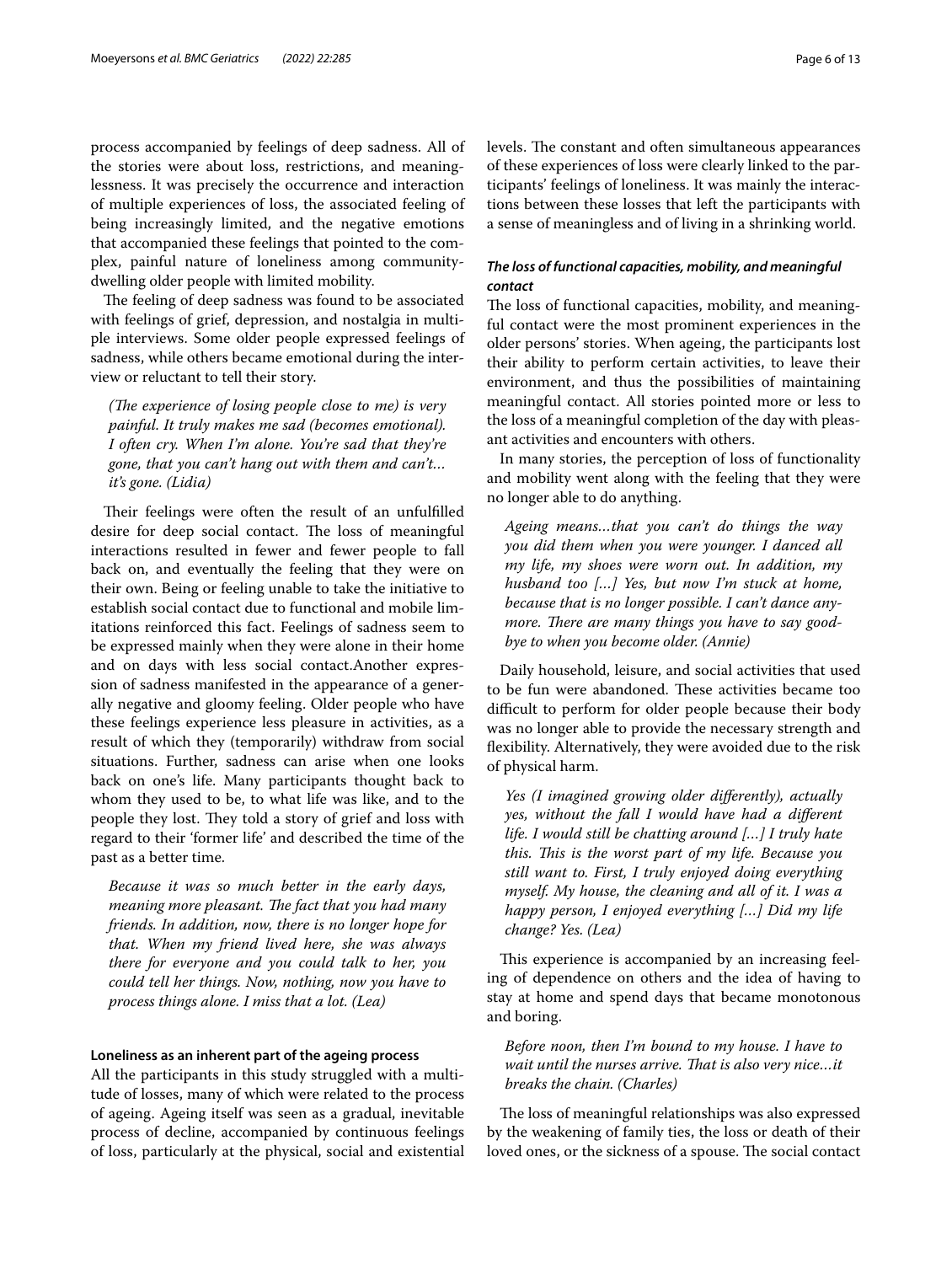process accompanied by feelings of deep sadness. All of the stories were about loss, restrictions, and meaninglessness. It was precisely the occurrence and interaction of multiple experiences of loss, the associated feeling of being increasingly limited, and the negative emotions that accompanied these feelings that pointed to the complex, painful nature of loneliness among community-dwelling older people with limited mobility.

The feeling of deep sadness was found to be associated with feelings of grief, depression, and nostalgia in multiple interviews. Some older people expressed feelings of sadness, while others became emotional during the interview or reluctant to tell their story.

> *(The experience of losing people close to me) is very painful. It truly makes me sad (becomes emotional). I often cry. When I'm alone. You're sad that they're gone, that you can't hang out with them and can't… it's gone. (Lidia)*

Their feelings were often the result of an unfulfilled desire for deep social contact. The loss of meaningful interactions resulted in fewer and fewer people to fall back on, and eventually the feeling that they were on their own. Being or feeling unable to take the initiative to establish social contact due to functional and mobile limitations reinforced this fact. Feelings of sadness seem to be expressed mainly when they were alone in their home and on days with less social contact.Another expression of sadness manifested in the appearance of a generally negative and gloomy feeling. Older people who have these feelings experience less pleasure in activities, as a result of which they (temporarily) withdraw from social situations. Further, sadness can arise when one looks back on one's life. Many participants thought back to whom they used to be, to what life was like, and to the people they lost. They told a story of grief and loss with regard to their 'former life' and described the time of the past as a better time.

> *Because it was so much better in the early days, meaning more pleasant. The fact that you had many friends. In addition, now, there is no longer hope for that. When my friend lived here, she was always there for everyone and you could talk to her, you could tell her things. Now, nothing, now you have to process things alone. I miss that a lot. (Lea)*

### Loneliness as an inherent part of the ageing process

All the participants in this study struggled with a multitude of losses, many of which were related to the process of ageing. Ageing itself was seen as a gradual, inevitable process of decline, accompanied by continuous feelings of loss, particularly at the physical, social and existential levels. The constant and often simultaneous appearances of these experiences of loss were clearly linked to the participants' feelings of loneliness. It was mainly the interactions between these losses that left the participants with a sense of meaningless and of living in a shrinking world.

#### *The loss of functional capacities, mobility, and meaningful contact*

The loss of functional capacities, mobility, and meaningful contact were the most prominent experiences in the older persons' stories. When ageing, the participants lost their ability to perform certain activities, to leave their environment, and thus the possibilities of maintaining meaningful contact. All stories pointed more or less to the loss of a meaningful completion of the day with pleasant activities and encounters with others.

In many stories, the perception of loss of functionality and mobility went along with the feeling that they were no longer able to do anything.

> *Ageing means…that you can't do things the way you did them when you were younger. I danced all my life, my shoes were worn out. In addition, my husband too […] Yes, but now I'm stuck at home, because that is no longer possible. I can't dance anymore. There are many things you have to say goodbye to when you become older. (Annie)*

Daily household, leisure, and social activities that used to be fun were abandoned. These activities became too difficult to perform for older people because their body was no longer able to provide the necessary strength and flexibility. Alternatively, they were avoided due to the risk of physical harm.

> *Yes (I imagined growing older differently), actually yes, without the fall I would have had a different life. I would still be chatting around […] I truly hate this. This is the worst part of my life. Because you still want to. First, I truly enjoyed doing everything myself. My house, the cleaning and all of it. I was a happy person, I enjoyed everything […] Did my life change? Yes. (Lea)*

This experience is accompanied by an increasing feeling of dependence on others and the idea of having to stay at home and spend days that became monotonous and boring.

> *Before noon, then I'm bound to my house. I have to wait until the nurses arrive. That is also very nice…it breaks the chain. (Charles)*

The loss of meaningful relationships was also expressed by the weakening of family ties, the loss or death of their loved ones, or the sickness of a spouse. The social contact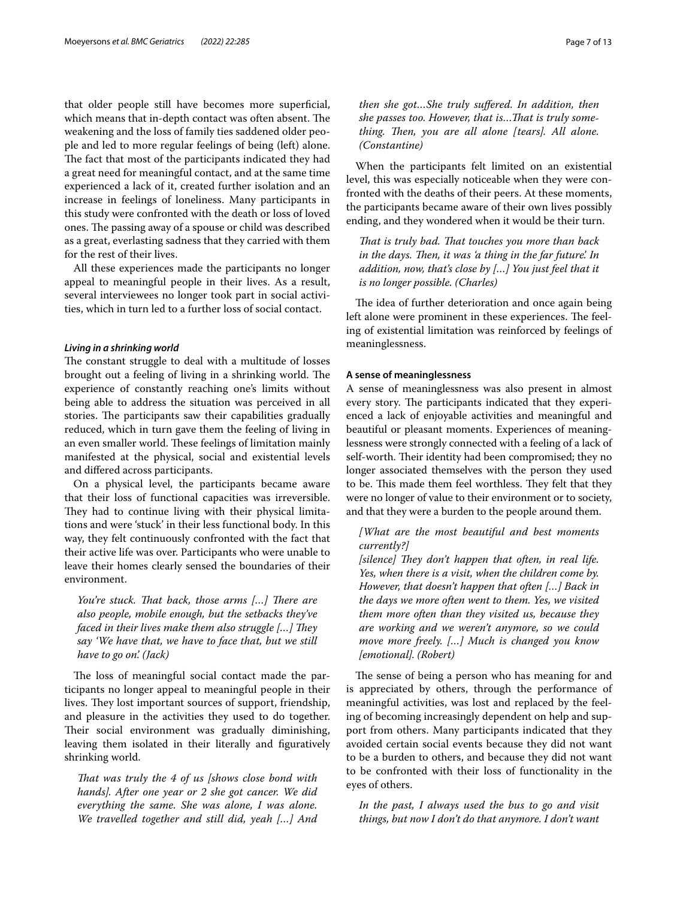that older people still have becomes more superficial, which means that in-depth contact was often absent. The weakening and the loss of family ties saddened older people and led to more regular feelings of being (left) alone. The fact that most of the participants indicated they had a great need for meaningful contact, and at the same time experienced a lack of it, created further isolation and an increase in feelings of loneliness. Many participants in this study were confronted with the death or loss of loved ones. The passing away of a spouse or child was described as a great, everlasting sadness that they carried with them for the rest of their lives.

All these experiences made the participants no longer appeal to meaningful people in their lives. As a result, several interviewees no longer took part in social activities, which in turn led to a further loss of social contact.

#### *Living in a shrinking world*

The constant struggle to deal with a multitude of losses brought out a feeling of living in a shrinking world. The experience of constantly reaching one's limits without being able to address the situation was perceived in all stories. The participants saw their capabilities gradually reduced, which in turn gave them the feeling of living in an even smaller world. These feelings of limitation mainly manifested at the physical, social and existential levels and differed across participants.

On a physical level, the participants became aware that their loss of functional capacities was irreversible. They had to continue living with their physical limitations and were 'stuck' in their less functional body. In this way, they felt continuously confronted with the fact that their active life was over. Participants who were unable to leave their homes clearly sensed the boundaries of their environment.

> *You're stuck. That back, those arms […] There are also people, mobile enough, but the setbacks they've faced in their lives make them also struggle […] They say 'We have that, we have to face that, but we still have to go on'. (Jack)*

The loss of meaningful social contact made the participants no longer appeal to meaningful people in their lives. They lost important sources of support, friendship, and pleasure in the activities they used to do together. Their social environment was gradually diminishing, leaving them isolated in their literally and figuratively shrinking world.

> *That was truly the 4 of us [shows close bond with hands]. After one year or 2 she got cancer. We did everything the same. She was alone, I was alone. We travelled together and still did, yeah […] And then she got…She truly suffered. In addition, then she passes too. However, that is…That is truly something. Then, you are all alone [tears]. All alone. (Constantine)*

When the participants felt limited on an existential level, this was especially noticeable when they were confronted with the deaths of their peers. At these moments, the participants became aware of their own lives possibly ending, and they wondered when it would be their turn.

> *That is truly bad. That touches you more than back in the days. Then, it was 'a thing in the far future'. In addition, now, that's close by […] You just feel that it is no longer possible. (Charles)*

The idea of further deterioration and once again being left alone were prominent in these experiences. The feeling of existential limitation was reinforced by feelings of meaninglessness.

#### **A sense of meaninglessness**

A sense of meaninglessness was also present in almost every story. The participants indicated that they experienced a lack of enjoyable activities and meaningful and beautiful or pleasant moments. Experiences of meaninglessness were strongly connected with a feeling of a lack of self-worth. Their identity had been compromised; they no longer associated themselves with the person they used to be. This made them feel worthless. They felt that they were no longer of value to their environment or to society, and that they were a burden to the people around them.

> *[What are the most beautiful and best moments currently?]*
>
> *[silence] They don't happen that often, in real life. Yes, when there is a visit, when the children come by. However, that doesn't happen that often […] Back in the days we more often went to them. Yes, we visited them more often than they visited us, because they are working and we weren't anymore, so we could move more freely. […] Much is changed you know [emotional]. (Robert)*

The sense of being a person who has meaning for and is appreciated by others, through the performance of meaningful activities, was lost and replaced by the feeling of becoming increasingly dependent on help and support from others. Many participants indicated that they avoided certain social events because they did not want to be a burden to others, and because they did not want to be confronted with their loss of functionality in the eyes of others.

> *In the past, I always used the bus to go and visit things, but now I don't do that anymore. I don't want*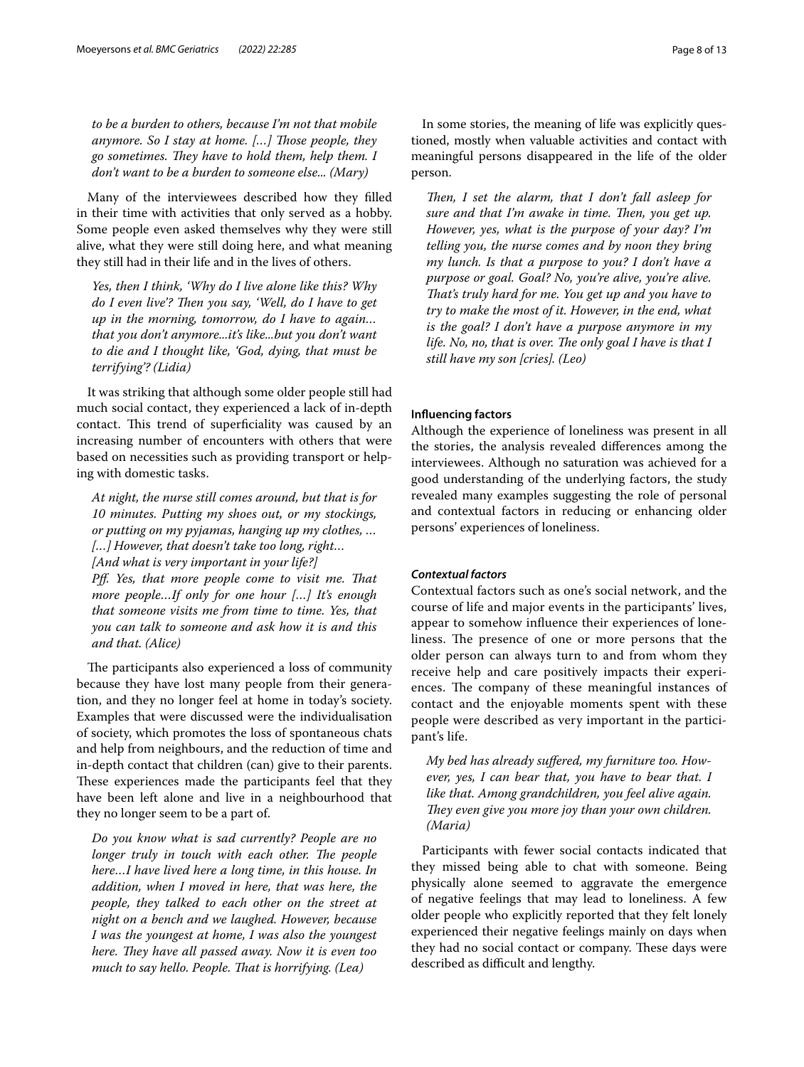*to be a burden to others, because I'm not that mobile anymore. So I stay at home. [...] Those people, they go sometimes. They have to hold them, help them. I don't want to be a burden to someone else... (Mary)*

Many of the interviewees described how they filled in their time with activities that only served as a hobby. Some people even asked themselves why they were still alive, what they were still doing here, and what meaning they still had in their life and in the lives of others.

> *Yes, then I think, 'Why do I live alone like this? Why do I even live'? Then you say, 'Well, do I have to get up in the morning, tomorrow, do I have to again… that you don't anymore...it's like...but you don't want to die and I thought like, 'God, dying, that must be terrifying'? (Lidia)*

It was striking that although some older people still had much social contact, they experienced a lack of in-depth contact. This trend of superficiality was caused by an increasing number of encounters with others that were based on necessities such as providing transport or helping with domestic tasks.

> *At night, the nurse still comes around, but that is for 10 minutes. Putting my shoes out, or my stockings, or putting on my pyjamas, hanging up my clothes, … […] However, that doesn't take too long, right…*
> *[And what is very important in your life?]*
> *Pff. Yes, that more people come to visit me. That more people…If only for one hour […] It's enough that someone visits me from time to time. Yes, that you can talk to someone and ask how it is and this and that. (Alice)*

The participants also experienced a loss of community because they have lost many people from their generation, and they no longer feel at home in today's society. Examples that were discussed were the individualisation of society, which promotes the loss of spontaneous chats and help from neighbours, and the reduction of time and in-depth contact that children (can) give to their parents. These experiences made the participants feel that they have been left alone and live in a neighbourhood that they no longer seem to be a part of.

> *Do you know what is sad currently? People are no longer truly in touch with each other. The people here…I have lived here a long time, in this house. In addition, when I moved in here, that was here, the people, they talked to each other on the street at night on a bench and we laughed. However, because I was the youngest at home, I was also the youngest here. They have all passed away. Now it is even too much to say hello. People. That is horrifying. (Lea)*

In some stories, the meaning of life was explicitly questioned, mostly when valuable activities and contact with meaningful persons disappeared in the life of the older person.

> *Then, I set the alarm, that I don't fall asleep for sure and that I'm awake in time. Then, you get up. However, yes, what is the purpose of your day? I'm telling you, the nurse comes and by noon they bring my lunch. Is that a purpose to you? I don't have a purpose or goal. Goal? No, you're alive, you're alive. That's truly hard for me. You get up and you have to try to make the most of it. However, in the end, what is the goal? I don't have a purpose anymore in my life. No, no, that is over. The only goal I have is that I still have my son [cries]. (Leo)*

#### Influencing factors

Although the experience of loneliness was present in all the stories, the analysis revealed differences among the interviewees. Although no saturation was achieved for a good understanding of the underlying factors, the study revealed many examples suggesting the role of personal and contextual factors in reducing or enhancing older persons' experiences of loneliness.

##### *Contextual factors*

Contextual factors such as one's social network, and the course of life and major events in the participants' lives, appear to somehow influence their experiences of loneliness. The presence of one or more persons that the older person can always turn to and from whom they receive help and care positively impacts their experiences. The company of these meaningful instances of contact and the enjoyable moments spent with these people were described as very important in the participant's life.

> *My bed has already suffered, my furniture too. However, yes, I can bear that, you have to bear that. I like that. Among grandchildren, you feel alive again. They even give you more joy than your own children. (Maria)*

Participants with fewer social contacts indicated that they missed being able to chat with someone. Being physically alone seemed to aggravate the emergence of negative feelings that may lead to loneliness. A few older people who explicitly reported that they felt lonely experienced their negative feelings mainly on days when they had no social contact or company. These days were described as difficult and lengthy.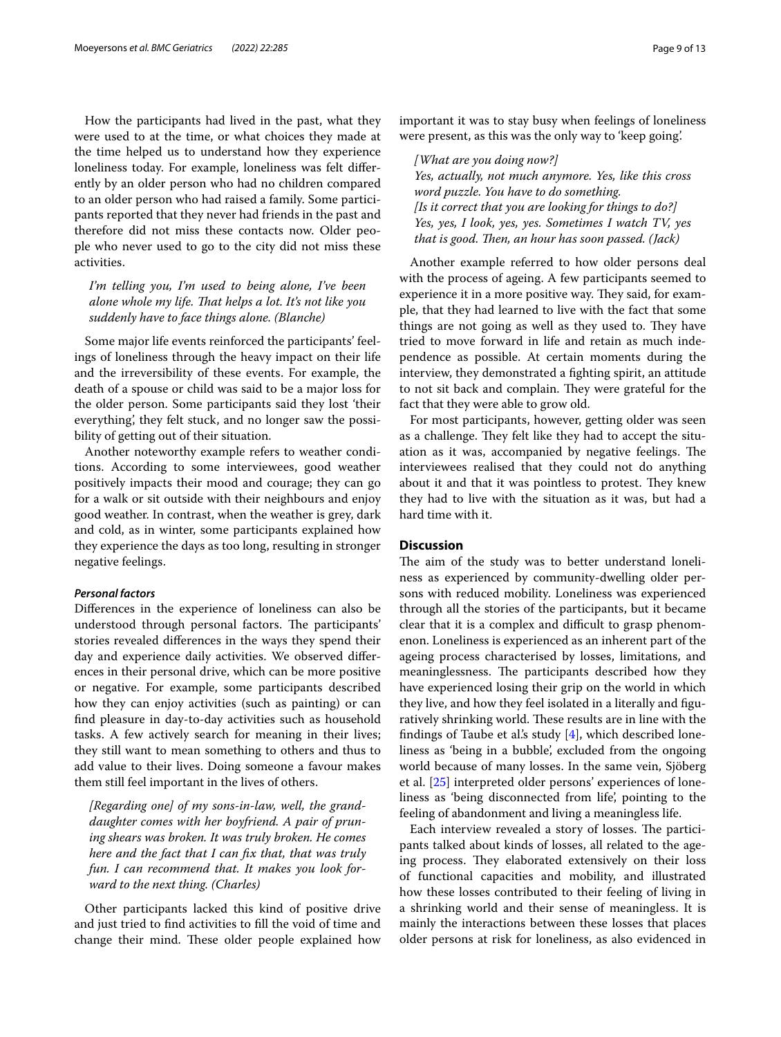How the participants had lived in the past, what they were used to at the time, or what choices they made at the time helped us to understand how they experience loneliness today. For example, loneliness was felt differently by an older person who had no children compared to an older person who had raised a family. Some participants reported that they never had friends in the past and therefore did not miss these contacts now. Older people who never used to go to the city did not miss these activities.

> *I'm telling you, I'm used to being alone, I've been alone whole my life. That helps a lot. It's not like you suddenly have to face things alone. (Blanche)*

Some major life events reinforced the participants' feelings of loneliness through the heavy impact on their life and the irreversibility of these events. For example, the death of a spouse or child was said to be a major loss for the older person. Some participants said they lost 'their everything', they felt stuck, and no longer saw the possibility of getting out of their situation.

Another noteworthy example refers to weather conditions. According to some interviewees, good weather positively impacts their mood and courage; they can go for a walk or sit outside with their neighbours and enjoy good weather. In contrast, when the weather is grey, dark and cold, as in winter, some participants explained how they experience the days as too long, resulting in stronger negative feelings.

#### *Personal factors*

Differences in the experience of loneliness can also be understood through personal factors. The participants' stories revealed differences in the ways they spend their day and experience daily activities. We observed differences in their personal drive, which can be more positive or negative. For example, some participants described how they can enjoy activities (such as painting) or can find pleasure in day-to-day activities such as household tasks. A few actively search for meaning in their lives; they still want to mean something to others and thus to add value to their lives. Doing someone a favour makes them still feel important in the lives of others.

> *[Regarding one] of my sons-in-law, well, the granddaughter comes with her boyfriend. A pair of pruning shears was broken. It was truly broken. He comes here and the fact that I can fix that, that was truly fun. I can recommend that. It makes you look forward to the next thing. (Charles)*

Other participants lacked this kind of positive drive and just tried to find activities to fill the void of time and change their mind. These older people explained how important it was to stay busy when feelings of loneliness were present, as this was the only way to 'keep going'.

> *[What are you doing now?]*
> *Yes, actually, not much anymore. Yes, like this cross word puzzle. You have to do something.*
> *[Is it correct that you are looking for things to do?]*
> *Yes, yes, I look, yes, yes. Sometimes I watch TV, yes that is good. Then, an hour has soon passed. (Jack)*

Another example referred to how older persons deal with the process of ageing. A few participants seemed to experience it in a more positive way. They said, for example, that they had learned to live with the fact that some things are not going as well as they used to. They have tried to move forward in life and retain as much independence as possible. At certain moments during the interview, they demonstrated a fighting spirit, an attitude to not sit back and complain. They were grateful for the fact that they were able to grow old.

For most participants, however, getting older was seen as a challenge. They felt like they had to accept the situation as it was, accompanied by negative feelings. The interviewees realised that they could not do anything about it and that it was pointless to protest. They knew they had to live with the situation as it was, but had a hard time with it.

## Discussion

The aim of the study was to better understand loneliness as experienced by community-dwelling older persons with reduced mobility. Loneliness was experienced through all the stories of the participants, but it became clear that it is a complex and difficult to grasp phenomenon. Loneliness is experienced as an inherent part of the ageing process characterised by losses, limitations, and meaninglessness. The participants described how they have experienced losing their grip on the world in which they live, and how they feel isolated in a literally and figuratively shrinking world. These results are in line with the findings of Taube et al.'s study [4], which described loneliness as 'being in a bubble', excluded from the ongoing world because of many losses. In the same vein, Sjöberg et al. [25] interpreted older persons' experiences of loneliness as 'being disconnected from life', pointing to the feeling of abandonment and living a meaningless life.

Each interview revealed a story of losses. The participants talked about kinds of losses, all related to the ageing process. They elaborated extensively on their loss of functional capacities and mobility, and illustrated how these losses contributed to their feeling of living in a shrinking world and their sense of meaningless. It is mainly the interactions between these losses that places older persons at risk for loneliness, as also evidenced in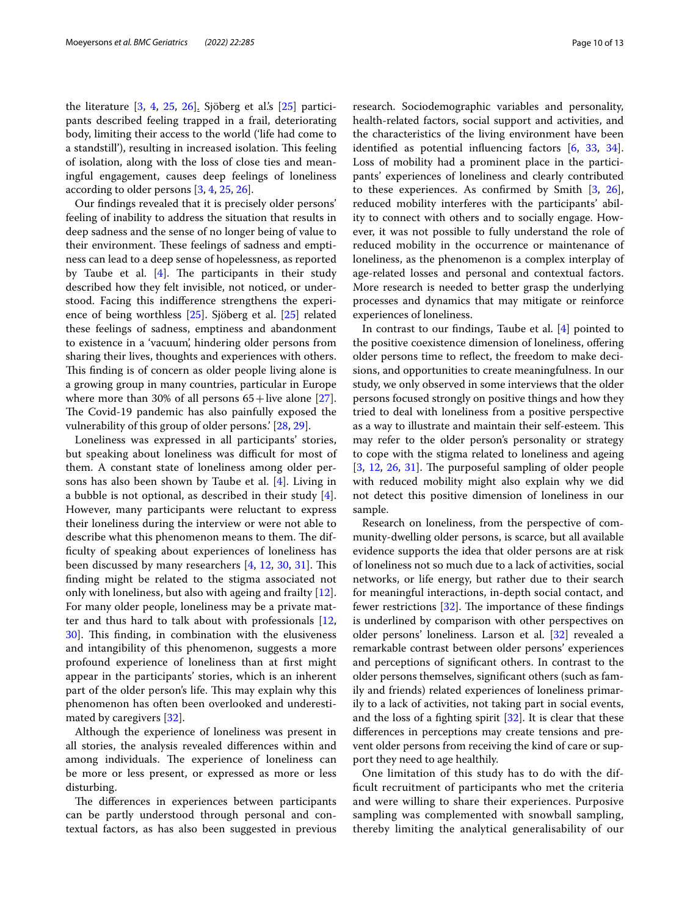the literature [3, 4, 25, 26]. Sjöberg et al.'s [25] participants described feeling trapped in a frail, deteriorating body, limiting their access to the world ('life had come to a standstill'), resulting in increased isolation. This feeling of isolation, along with the loss of close ties and meaningful engagement, causes deep feelings of loneliness according to older persons [3, 4, 25, 26].

Our findings revealed that it is precisely older persons' feeling of inability to address the situation that results in deep sadness and the sense of no longer being of value to their environment. These feelings of sadness and emptiness can lead to a deep sense of hopelessness, as reported by Taube et al. [4]. The participants in their study described how they felt invisible, not noticed, or understood. Facing this indifference strengthens the experience of being worthless [25]. Sjöberg et al. [25] related these feelings of sadness, emptiness and abandonment to existence in a 'vacuum', hindering older persons from sharing their lives, thoughts and experiences with others. This finding is of concern as older people living alone is a growing group in many countries, particular in Europe where more than 30% of all persons 65 + live alone [27]. The Covid-19 pandemic has also painfully exposed the vulnerability of this group of older persons.' [28, 29].

Loneliness was expressed in all participants' stories, but speaking about loneliness was difficult for most of them. A constant state of loneliness among older persons has also been shown by Taube et al. [4]. Living in a bubble is not optional, as described in their study [4]. However, many participants were reluctant to express their loneliness during the interview or were not able to describe what this phenomenon means to them. The difficulty of speaking about experiences of loneliness has been discussed by many researchers [4, 12, 30, 31]. This finding might be related to the stigma associated not only with loneliness, but also with ageing and frailty [12]. For many older people, loneliness may be a private matter and thus hard to talk about with professionals [12, 30]. This finding, in combination with the elusiveness and intangibility of this phenomenon, suggests a more profound experience of loneliness than at first might appear in the participants' stories, which is an inherent part of the older person's life. This may explain why this phenomenon has often been overlooked and underestimated by caregivers [32].

Although the experience of loneliness was present in all stories, the analysis revealed differences within and among individuals. The experience of loneliness can be more or less present, or expressed as more or less disturbing.

The differences in experiences between participants can be partly understood through personal and contextual factors, as has also been suggested in previous research. Sociodemographic variables and personality, health-related factors, social support and activities, and the characteristics of the living environment have been identified as potential influencing factors [6, 33, 34]. Loss of mobility had a prominent place in the participants' experiences of loneliness and clearly contributed to these experiences. As confirmed by Smith [3, 26], reduced mobility interferes with the participants' ability to connect with others and to socially engage. However, it was not possible to fully understand the role of reduced mobility in the occurrence or maintenance of loneliness, as the phenomenon is a complex interplay of age-related losses and personal and contextual factors. More research is needed to better grasp the underlying processes and dynamics that may mitigate or reinforce experiences of loneliness.

In contrast to our findings, Taube et al. [4] pointed to the positive coexistence dimension of loneliness, offering older persons time to reflect, the freedom to make decisions, and opportunities to create meaningfulness. In our study, we only observed in some interviews that the older persons focused strongly on positive things and how they tried to deal with loneliness from a positive perspective as a way to illustrate and maintain their self-esteem. This may refer to the older person's personality or strategy to cope with the stigma related to loneliness and ageing [3, 12, 26, 31]. The purposeful sampling of older people with reduced mobility might also explain why we did not detect this positive dimension of loneliness in our sample.

Research on loneliness, from the perspective of community-dwelling older persons, is scarce, but all available evidence supports the idea that older persons are at risk of loneliness not so much due to a lack of activities, social networks, or life energy, but rather due to their search for meaningful interactions, in-depth social contact, and fewer restrictions [32]. The importance of these findings is underlined by comparison with other perspectives on older persons' loneliness. Larson et al. [32] revealed a remarkable contrast between older persons' experiences and perceptions of significant others. In contrast to the older persons themselves, significant others (such as family and friends) related experiences of loneliness primarily to a lack of activities, not taking part in social events, and the loss of a fighting spirit [32]. It is clear that these differences in perceptions may create tensions and prevent older persons from receiving the kind of care or support they need to age healthily.

One limitation of this study has to do with the difficult recruitment of participants who met the criteria and were willing to share their experiences. Purposive sampling was complemented with snowball sampling, thereby limiting the analytical generalisability of our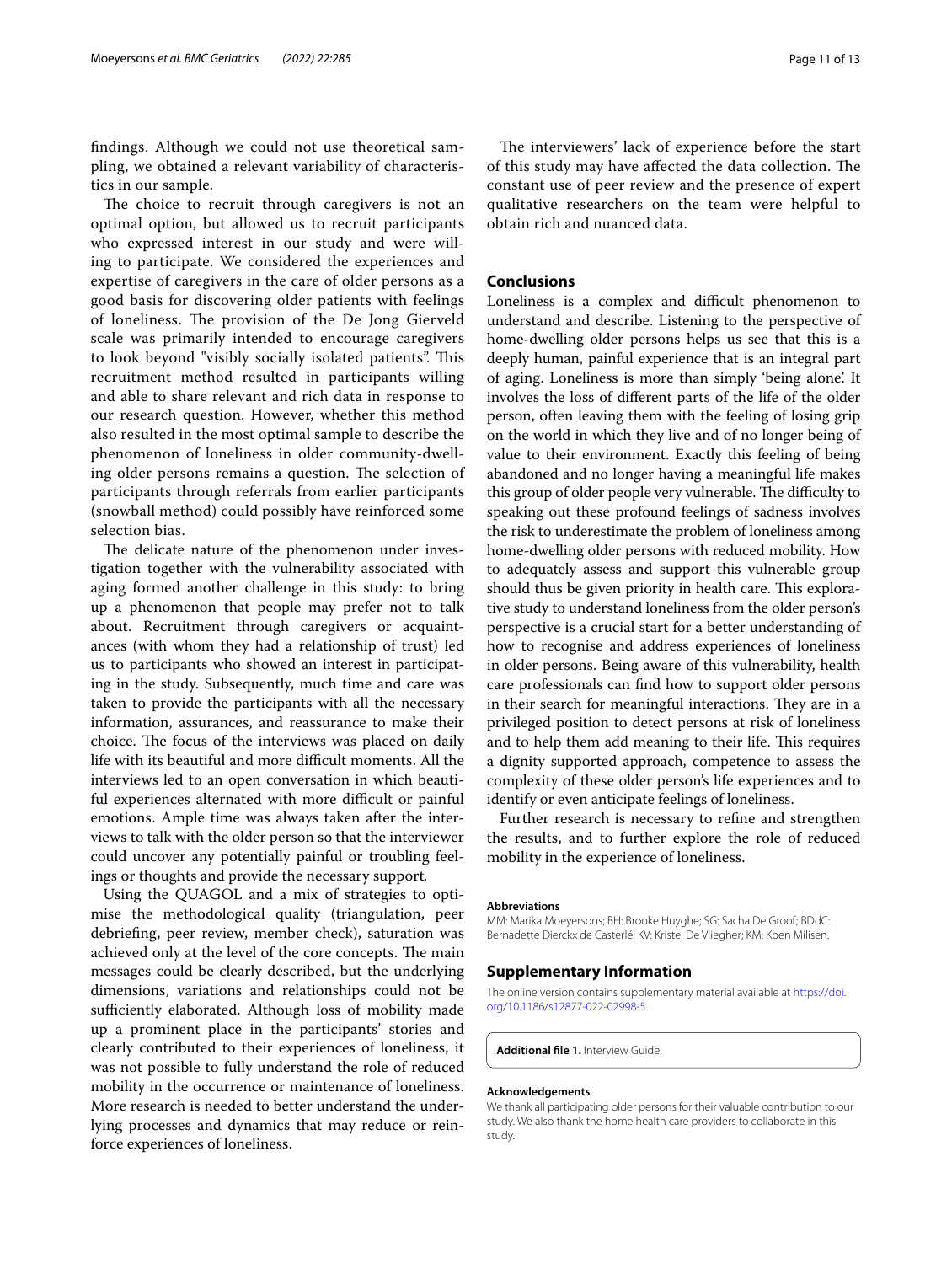findings. Although we could not use theoretical sampling, we obtained a relevant variability of characteristics in our sample.

The choice to recruit through caregivers is not an optimal option, but allowed us to recruit participants who expressed interest in our study and were willing to participate. We considered the experiences and expertise of caregivers in the care of older persons as a good basis for discovering older patients with feelings of loneliness. The provision of the De Jong Gierveld scale was primarily intended to encourage caregivers to look beyond "visibly socially isolated patients". This recruitment method resulted in participants willing and able to share relevant and rich data in response to our research question. However, whether this method also resulted in the most optimal sample to describe the phenomenon of loneliness in older community-dwelling older persons remains a question. The selection of participants through referrals from earlier participants (snowball method) could possibly have reinforced some selection bias.

The delicate nature of the phenomenon under investigation together with the vulnerability associated with aging formed another challenge in this study: to bring up a phenomenon that people may prefer not to talk about. Recruitment through caregivers or acquaintances (with whom they had a relationship of trust) led us to participants who showed an interest in participating in the study. Subsequently, much time and care was taken to provide the participants with all the necessary information, assurances, and reassurance to make their choice. The focus of the interviews was placed on daily life with its beautiful and more difficult moments. All the interviews led to an open conversation in which beautiful experiences alternated with more difficult or painful emotions. Ample time was always taken after the interviews to talk with the older person so that the interviewer could uncover any potentially painful or troubling feelings or thoughts and provide the necessary support.

Using the QUAGOL and a mix of strategies to optimise the methodological quality (triangulation, peer debriefing, peer review, member check), saturation was achieved only at the level of the core concepts. The main messages could be clearly described, but the underlying dimensions, variations and relationships could not be sufficiently elaborated. Although loss of mobility made up a prominent place in the participants' stories and clearly contributed to their experiences of loneliness, it was not possible to fully understand the role of reduced mobility in the occurrence or maintenance of loneliness. More research is needed to better understand the underlying processes and dynamics that may reduce or reinforce experiences of loneliness.

The interviewers' lack of experience before the start of this study may have affected the data collection. The constant use of peer review and the presence of expert qualitative researchers on the team were helpful to obtain rich and nuanced data.

## Conclusions

Loneliness is a complex and difficult phenomenon to understand and describe. Listening to the perspective of home-dwelling older persons helps us see that this is a deeply human, painful experience that is an integral part of aging. Loneliness is more than simply 'being alone'. It involves the loss of different parts of the life of the older person, often leaving them with the feeling of losing grip on the world in which they live and of no longer being of value to their environment. Exactly this feeling of being abandoned and no longer having a meaningful life makes this group of older people very vulnerable. The difficulty to speaking out these profound feelings of sadness involves the risk to underestimate the problem of loneliness among home-dwelling older persons with reduced mobility. How to adequately assess and support this vulnerable group should thus be given priority in health care. This explorative study to understand loneliness from the older person's perspective is a crucial start for a better understanding of how to recognise and address experiences of loneliness in older persons. Being aware of this vulnerability, health care professionals can find how to support older persons in their search for meaningful interactions. They are in a privileged position to detect persons at risk of loneliness and to help them add meaning to their life. This requires a dignity supported approach, competence to assess the complexity of these older person's life experiences and to identify or even anticipate feelings of loneliness.

Further research is necessary to refine and strengthen the results, and to further explore the role of reduced mobility in the experience of loneliness.

#### Abbreviations

MM: Marika Moeyersons; BH: Brooke Huyghe; SG: Sacha De Groof; BDdC: Bernadette Dierckx de Casterlé; KV: Kristel De Vliegher; KM: Koen Milisen.

## Supplementary Information

The online version contains supplementary material available at https://doi.org/10.1186/s12877-022-02998-5.

**Additional file 1.** Interview Guide.

#### Acknowledgements

We thank all participating older persons for their valuable contribution to our study. We also thank the home health care providers to collaborate in this study.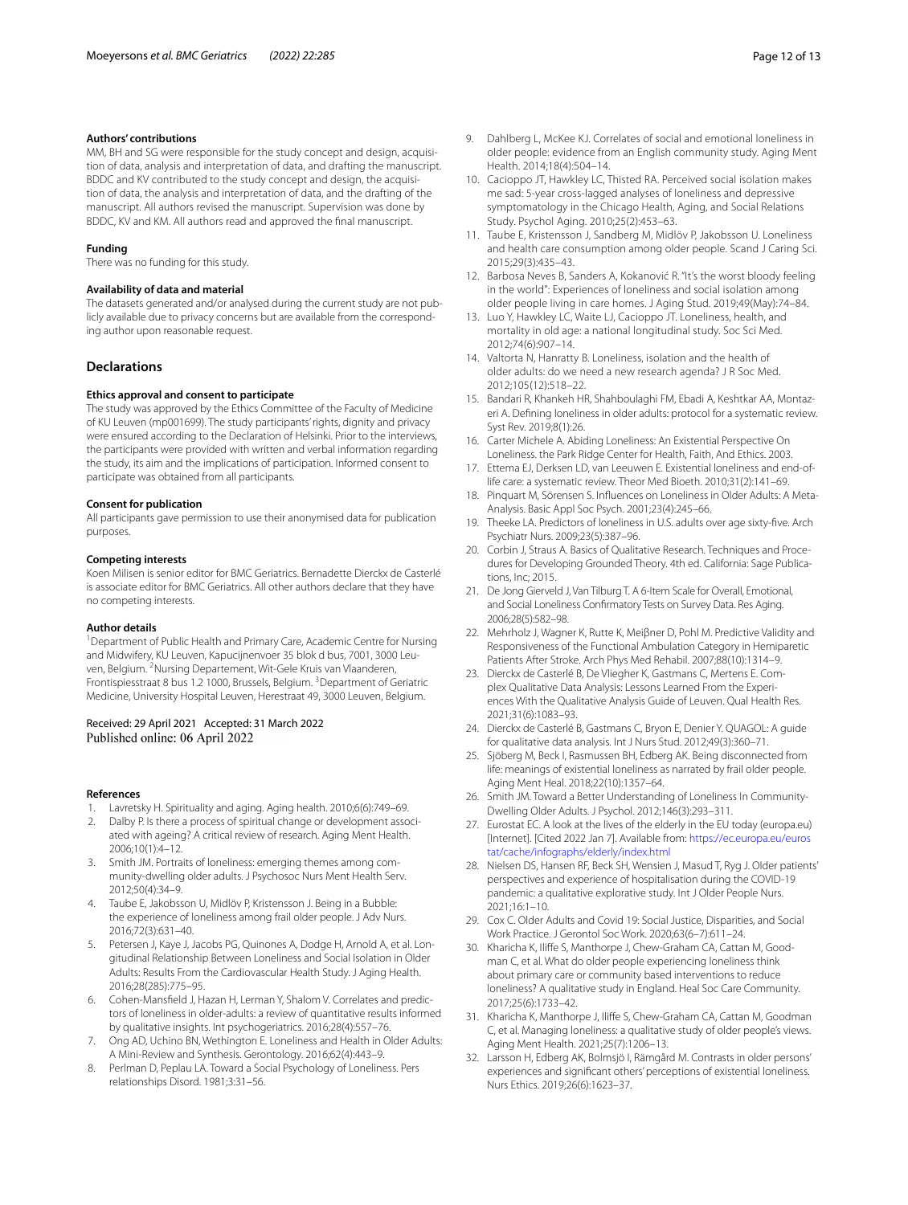### Authors' contributions

MM, BH and SG were responsible for the study concept and design, acquisition of data, analysis and interpretation of data, and drafting the manuscript. BDDC and KV contributed to the study concept and design, the acquisition of data, the analysis and interpretation of data, and the drafting of the manuscript. All authors revised the manuscript. Supervision was done by BDDC, KV and KM. All authors read and approved the final manuscript.

### Funding

There was no funding for this study.

### Availability of data and material

The datasets generated and/or analysed during the current study are not publicly available due to privacy concerns but are available from the corresponding author upon reasonable request.

## Declarations

### Ethics approval and consent to participate

The study was approved by the Ethics Committee of the Faculty of Medicine of KU Leuven (mp001699). The study participants' rights, dignity and privacy were ensured according to the Declaration of Helsinki. Prior to the interviews, the participants were provided with written and verbal information regarding the study, its aim and the implications of participation. Informed consent to participate was obtained from all participants.

### Consent for publication

All participants gave permission to use their anonymised data for publication purposes.

### Competing interests

Koen Milisen is senior editor for BMC Geriatrics. Bernadette Dierckx de Casterlé is associate editor for BMC Geriatrics. All other authors declare that they have no competing interests.

### Author details

[1]Department of Public Health and Primary Care, Academic Centre for Nursing and Midwifery, KU Leuven, Kapucijnenvoer 35 blok d bus, 7001, 3000 Leuven, Belgium. [2]Nursing Departement, Wit-Gele Kruis van Vlaanderen, Frontispiesstraat 8 bus 1.2 1000, Brussels, Belgium. [3]Department of Geriatric Medicine, University Hospital Leuven, Herestraat 49, 3000 Leuven, Belgium.

Received: 29 April 2021 Accepted: 31 March 2022
Published online: 06 April 2022

### References

1. Lavretsky H. Spirituality and aging. Aging health. 2010;6(6):749–69.
2. Dalby P. Is there a process of spiritual change or development associated with ageing? A critical review of research. Aging Ment Health. 2006;10(1):4–12.
3. Smith JM. Portraits of loneliness: emerging themes among community-dwelling older adults. J Psychosoc Nurs Ment Health Serv. 2012;50(4):34–9.
4. Taube E, Jakobsson U, Midlöv P, Kristensson J. Being in a Bubble: the experience of loneliness among frail older people. J Adv Nurs. 2016;72(3):631–40.
5. Petersen J, Kaye J, Jacobs PG, Quinones A, Dodge H, Arnold A, et al. Longitudinal Relationship Between Loneliness and Social Isolation in Older Adults: Results From the Cardiovascular Health Study. J Aging Health. 2016;28(285):775–95.
6. Cohen-Mansfield J, Hazan H, Lerman Y, Shalom V. Correlates and predictors of loneliness in older-adults: a review of quantitative results informed by qualitative insights. Int psychogeriatrics. 2016;28(4):557–76.
7. Ong AD, Uchino BN, Wethington E. Loneliness and Health in Older Adults: A Mini-Review and Synthesis. Gerontology. 2016;62(4):443–9.
8. Perlman D, Peplau LA. Toward a Social Psychology of Loneliness. Pers relationships Disord. 1981;3:31–56.
9. Dahlberg L, McKee KJ. Correlates of social and emotional loneliness in older people: evidence from an English community study. Aging Ment Health. 2014;18(4):504–14.
10. Cacioppo JT, Hawkley LC, Thisted RA. Perceived social isolation makes me sad: 5-year cross-lagged analyses of loneliness and depressive symptomatology in the Chicago Health, Aging, and Social Relations Study. Psychol Aging. 2010;25(2):453–63.
11. Taube E, Kristensson J, Sandberg M, Midlöv P, Jakobsson U. Loneliness and health care consumption among older people. Scand J Caring Sci. 2015;29(3):435–43.
12. Barbosa Neves B, Sanders A, Kokanović R. "It's the worst bloody feeling in the world": Experiences of loneliness and social isolation among older people living in care homes. J Aging Stud. 2019;49(May):74–84.
13. Luo Y, Hawkley LC, Waite LJ, Cacioppo JT. Loneliness, health, and mortality in old age: a national longitudinal study. Soc Sci Med. 2012;74(6):907–14.
14. Valtorta N, Hanratty B. Loneliness, isolation and the health of older adults: do we need a new research agenda? J R Soc Med. 2012;105(12):518–22.
15. Bandari R, Khankeh HR, Shahboulaghi FM, Ebadi A, Keshtkar AA, Montazeri A. Defining loneliness in older adults: protocol for a systematic review. Syst Rev. 2019;8(1):26.
16. Carter Michele A. Abiding Loneliness: An Existential Perspective On Loneliness. the Park Ridge Center for Health, Faith, And Ethics. 2003.
17. Ettema EJ, Derksen LD, van Leeuwen E. Existential loneliness and end-of-life care: a systematic review. Theor Med Bioeth. 2010;31(2):141–69.
18. Pinquart M, Sörensen S. Influences on Loneliness in Older Adults: A Meta-Analysis. Basic Appl Soc Psych. 2001;23(4):245–66.
19. Theeke LA. Predictors of loneliness in U.S. adults over age sixty-five. Arch Psychiatr Nurs. 2009;23(5):387–96.
20. Corbin J, Straus A. Basics of Qualitative Research. Techniques and Procedures for Developing Grounded Theory. 4th ed. California: Sage Publications, Inc; 2015.
21. De Jong Gierveld J, Van Tilburg T. A 6-Item Scale for Overall, Emotional, and Social Loneliness Confirmatory Tests on Survey Data. Res Aging. 2006;28(5):582–98.
22. Mehrholz J, Wagner K, Rutte K, Meiβner D, Pohl M. Predictive Validity and Responsiveness of the Functional Ambulation Category in Hemiparetic Patients After Stroke. Arch Phys Med Rehabil. 2007;88(10):1314–9.
23. Dierckx de Casterlé B, De Vliegher K, Gastmans C, Mertens E. Complex Qualitative Data Analysis: Lessons Learned From the Experiences With the Qualitative Analysis Guide of Leuven. Qual Health Res. 2021;31(6):1083–93.
24. Dierckx de Casterlé B, Gastmans C, Bryon E, Denier Y. QUAGOL: A guide for qualitative data analysis. Int J Nurs Stud. 2012;49(3):360–71.
25. Sjöberg M, Beck I, Rasmussen BH, Edberg AK. Being disconnected from life: meanings of existential loneliness as narrated by frail older people. Aging Ment Heal. 2018;22(10):1357–64.
26. Smith JM. Toward a Better Understanding of Loneliness In Community-Dwelling Older Adults. J Psychol. 2012;146(3):293–311.
27. Eurostat EC. A look at the lives of the elderly in the EU today (europa.eu) [Internet]. [Cited 2022 Jan 7]. Available from: https://ec.europa.eu/eurostat/cache/infographs/elderly/index.html
28. Nielsen DS, Hansen RF, Beck SH, Wensien J, Masud T, Ryg J. Older patients' perspectives and experience of hospitalisation during the COVID-19 pandemic: a qualitative explorative study. Int J Older People Nurs. 2021;16:1–10.
29. Cox C. Older Adults and Covid 19: Social Justice, Disparities, and Social Work Practice. J Gerontol Soc Work. 2020;63(6–7):611–24.
30. Kharicha K, Iliffe S, Manthorpe J, Chew-Graham CA, Cattan M, Goodman C, et al. What do older people experiencing loneliness think about primary care or community based interventions to reduce loneliness? A qualitative study in England. Heal Soc Care Community. 2017;25(6):1733–42.
31. Kharicha K, Manthorpe J, Iliffe S, Chew-Graham CA, Cattan M, Goodman C, et al. Managing loneliness: a qualitative study of older people's views. Aging Ment Health. 2021;25(7):1206–13.
32. Larsson H, Edberg AK, Bolmsjö I, Rämgård M. Contrasts in older persons' experiences and significant others' perceptions of existential loneliness. Nurs Ethics. 2019;26(6):1623–37.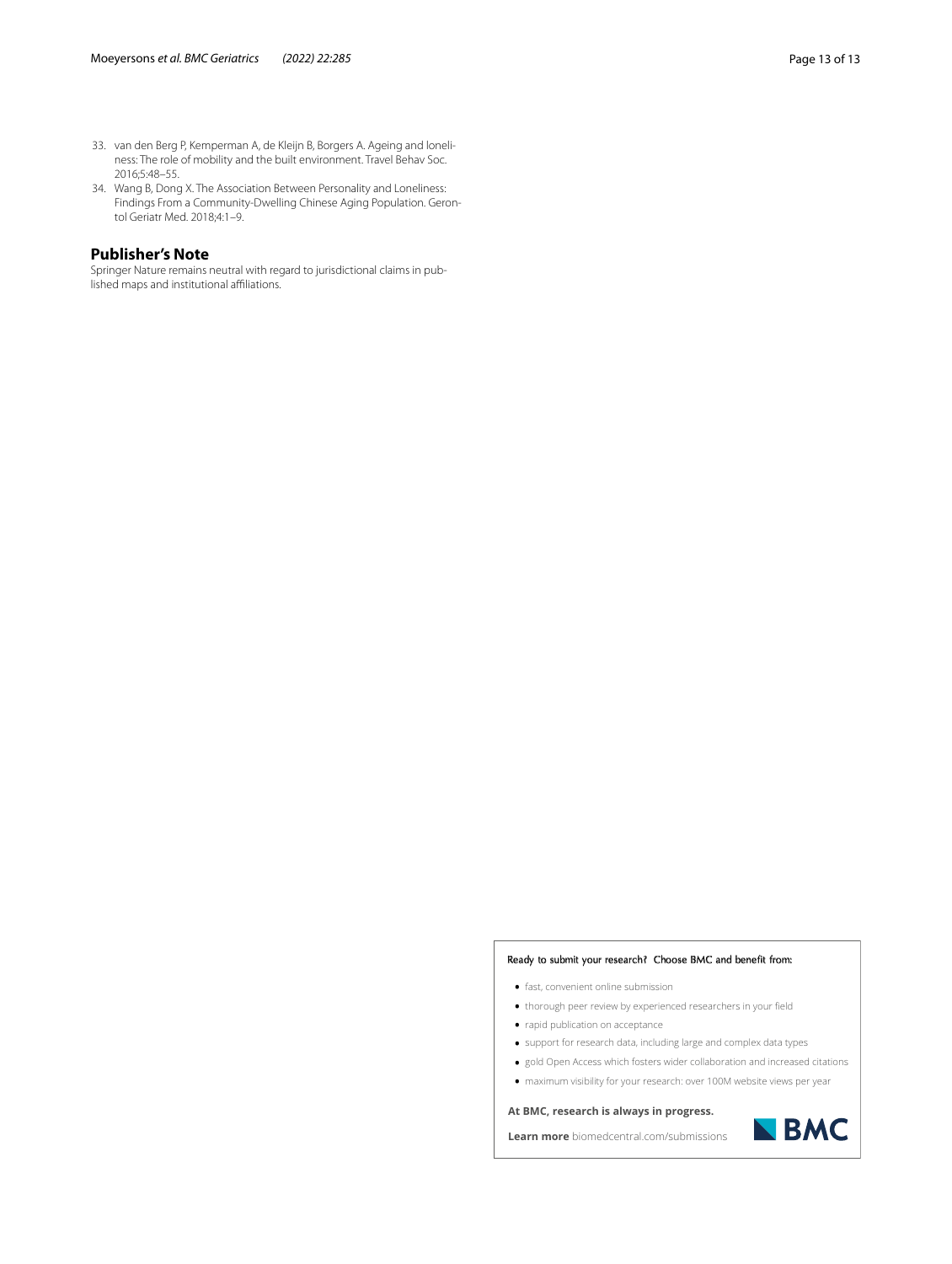33. van den Berg P, Kemperman A, de Kleijn B, Borgers A. Ageing and loneliness: The role of mobility and the built environment. Travel Behav Soc. 2016;5:48–55.
34. Wang B, Dong X. The Association Between Personality and Loneliness: Findings From a Community-Dwelling Chinese Aging Population. Gerontol Geriatr Med. 2018;4:1–9.

## Publisher's Note

Springer Nature remains neutral with regard to jurisdictional claims in published maps and institutional affiliations.

Ready to submit your research? Choose BMC and benefit from:

- fast, convenient online submission
- thorough peer review by experienced researchers in your field
- rapid publication on acceptance
- support for research data, including large and complex data types
- gold Open Access which fosters wider collaboration and increased citations
- maximum visibility for your research: over 100M website views per year

**At BMC, research is always in progress.**

**Learn more** biomedcentral.com/submissions

BMC